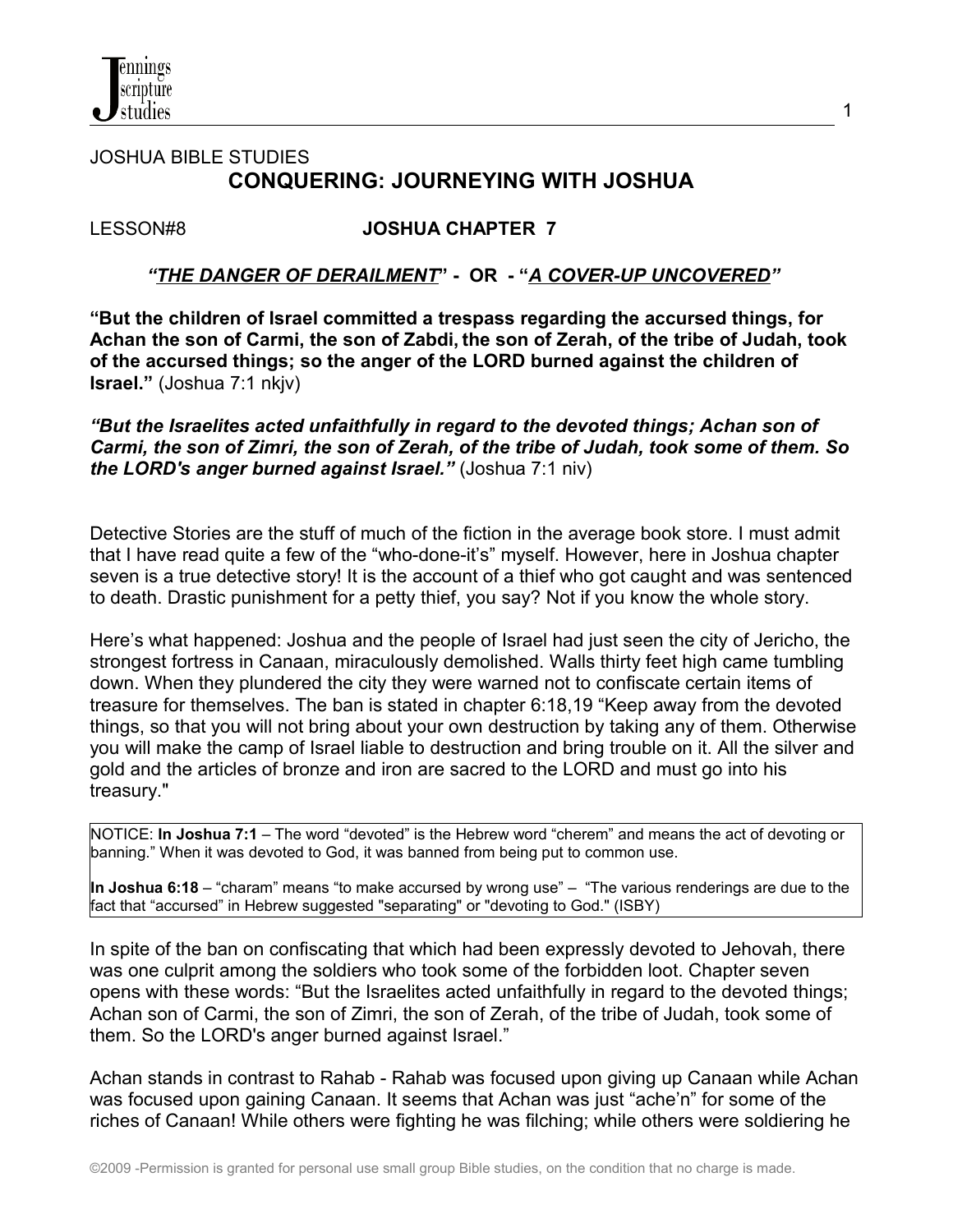JOSHUA BIBLE STUDIES

# CONQUERING: JOURNEYING WITH JOSHUA

LESSON#8 **JOSHUA CHAPTER 7**

## *"THE DANGER OF DERAILMENT"* - OR - *"A COVER-UP UNCOVERED"*

**"But the children of Israel committed a trespass regarding the accursed things, for Achan the son of Carmi, the son of Zabdi, the son of Zerah, of the tribe of Judah, took of the accursed things; so the anger of the LORD burned against the children of Israel."** (Joshua 7:1 nkjv)

***"But the Israelites acted unfaithfully in regard to the devoted things; Achan son of Carmi, the son of Zimri, the son of Zerah, of the tribe of Judah, took some of them. So the LORD's anger burned against Israel."*** (Joshua 7:1 niv)

Detective Stories are the stuff of much of the fiction in the average book store. I must admit that I have read quite a few of the "who-done-it's" myself. However, here in Joshua chapter seven is a true detective story! It is the account of a thief who got caught and was sentenced to death. Drastic punishment for a petty thief, you say? Not if you know the whole story.

Here's what happened: Joshua and the people of Israel had just seen the city of Jericho, the strongest fortress in Canaan, miraculously demolished. Walls thirty feet high came tumbling down. When they plundered the city they were warned not to confiscate certain items of treasure for themselves. The ban is stated in chapter 6:18,19 "Keep away from the devoted things, so that you will not bring about your own destruction by taking any of them. Otherwise you will make the camp of Israel liable to destruction and bring trouble on it. All the silver and gold and the articles of bronze and iron are sacred to the LORD and must go into his treasury."

> NOTICE: **In Joshua 7:1** – The word "devoted" is the Hebrew word "cherem" and means the act of devoting or banning." When it was devoted to God, it was banned from being put to common use.
>
> **In Joshua 6:18** – "charam" means "to make accursed by wrong use" – "The various renderings are due to the fact that "accursed" in Hebrew suggested "separating" or "devoting to God." (ISBY)

In spite of the ban on confiscating that which had been expressly devoted to Jehovah, there was one culprit among the soldiers who took some of the forbidden loot. Chapter seven opens with these words: "But the Israelites acted unfaithfully in regard to the devoted things; Achan son of Carmi, the son of Zimri, the son of Zerah, of the tribe of Judah, took some of them. So the LORD's anger burned against Israel."

Achan stands in contrast to Rahab - Rahab was focused upon giving up Canaan while Achan was focused upon gaining Canaan. It seems that Achan was just "ache'n" for some of the riches of Canaan! While others were fighting he was filching; while others were soldiering he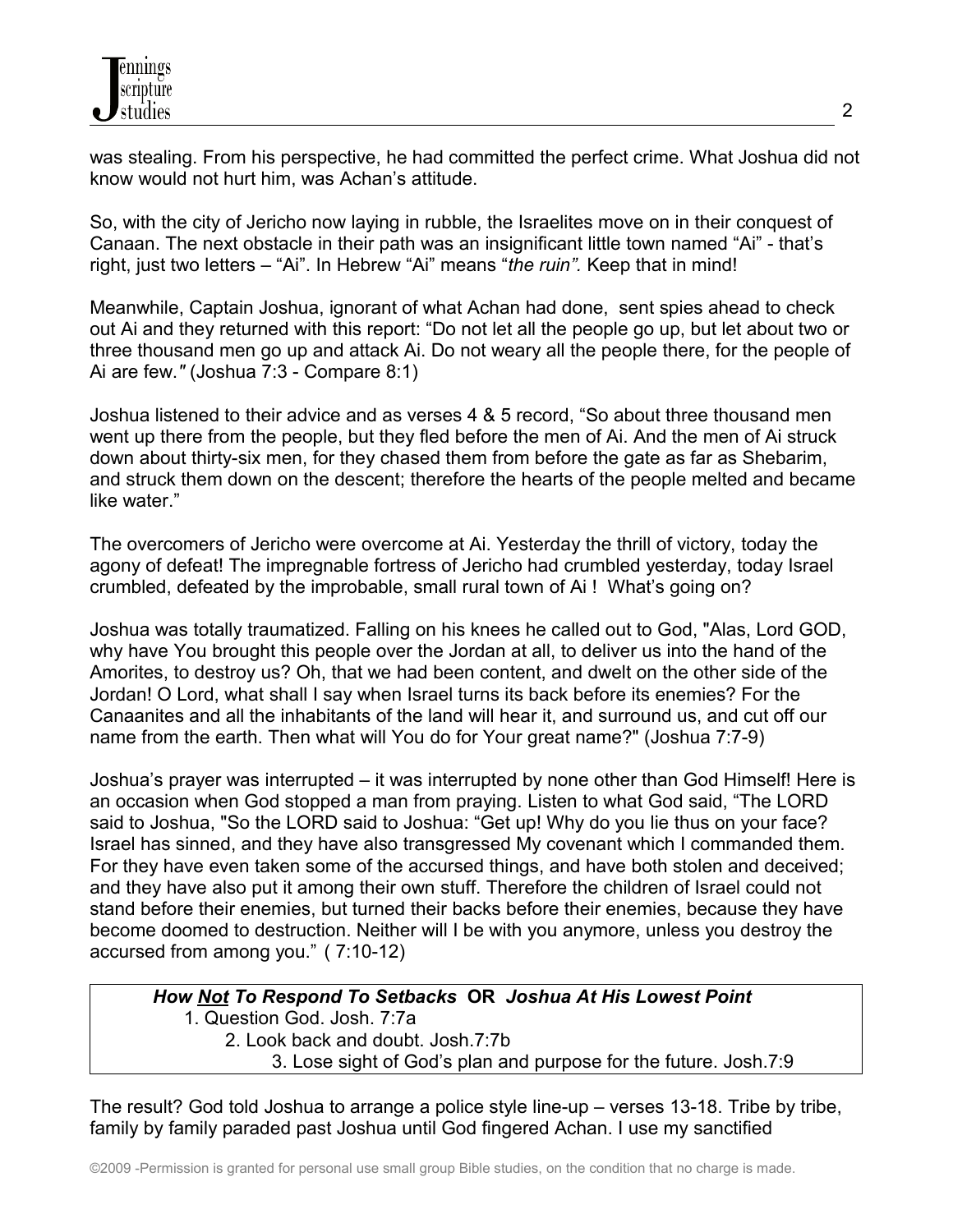was stealing. From his perspective, he had committed the perfect crime. What Joshua did not know would not hurt him, was Achan's attitude.

So, with the city of Jericho now laying in rubble, the Israelites move on in their conquest of Canaan. The next obstacle in their path was an insignificant little town named "Ai" - that's right, just two letters – "Ai". In Hebrew "Ai" means "*the ruin".* Keep that in mind!

Meanwhile, Captain Joshua, ignorant of what Achan had done, sent spies ahead to check out Ai and they returned with this report: "Do not let all the people go up, but let about two or three thousand men go up and attack Ai. Do not weary all the people there, for the people of Ai are few.*"* (Joshua 7:3 - Compare 8:1)

Joshua listened to their advice and as verses 4 & 5 record, "So about three thousand men went up there from the people, but they fled before the men of Ai. And the men of Ai struck down about thirty-six men, for they chased them from before the gate as far as Shebarim, and struck them down on the descent; therefore the hearts of the people melted and became like water."

The overcomers of Jericho were overcome at Ai. Yesterday the thrill of victory, today the agony of defeat! The impregnable fortress of Jericho had crumbled yesterday, today Israel crumbled, defeated by the improbable, small rural town of Ai ! What's going on?

Joshua was totally traumatized. Falling on his knees he called out to God, "Alas, Lord GOD, why have You brought this people over the Jordan at all, to deliver us into the hand of the Amorites, to destroy us? Oh, that we had been content, and dwelt on the other side of the Jordan! O Lord, what shall I say when Israel turns its back before its enemies? For the Canaanites and all the inhabitants of the land will hear it, and surround us, and cut off our name from the earth. Then what will You do for Your great name?" (Joshua 7:7-9)

Joshua's prayer was interrupted – it was interrupted by none other than God Himself! Here is an occasion when God stopped a man from praying. Listen to what God said, "The LORD said to Joshua, "So the LORD said to Joshua: "Get up! Why do you lie thus on your face? Israel has sinned, and they have also transgressed My covenant which I commanded them. For they have even taken some of the accursed things, and have both stolen and deceived; and they have also put it among their own stuff. Therefore the children of Israel could not stand before their enemies, but turned their backs before their enemies, because they have become doomed to destruction. Neither will I be with you anymore, unless you destroy the accursed from among you." ( 7:10-12)

***How <u>Not</u> To Respond To Setbacks* OR *Joshua At His Lowest Point***

1. Question God. Josh. 7:7a
2. Look back and doubt. Josh.7:7b
3. Lose sight of God's plan and purpose for the future. Josh.7:9

The result? God told Joshua to arrange a police style line-up – verses 13-18. Tribe by tribe, family by family paraded past Joshua until God fingered Achan. I use my sanctified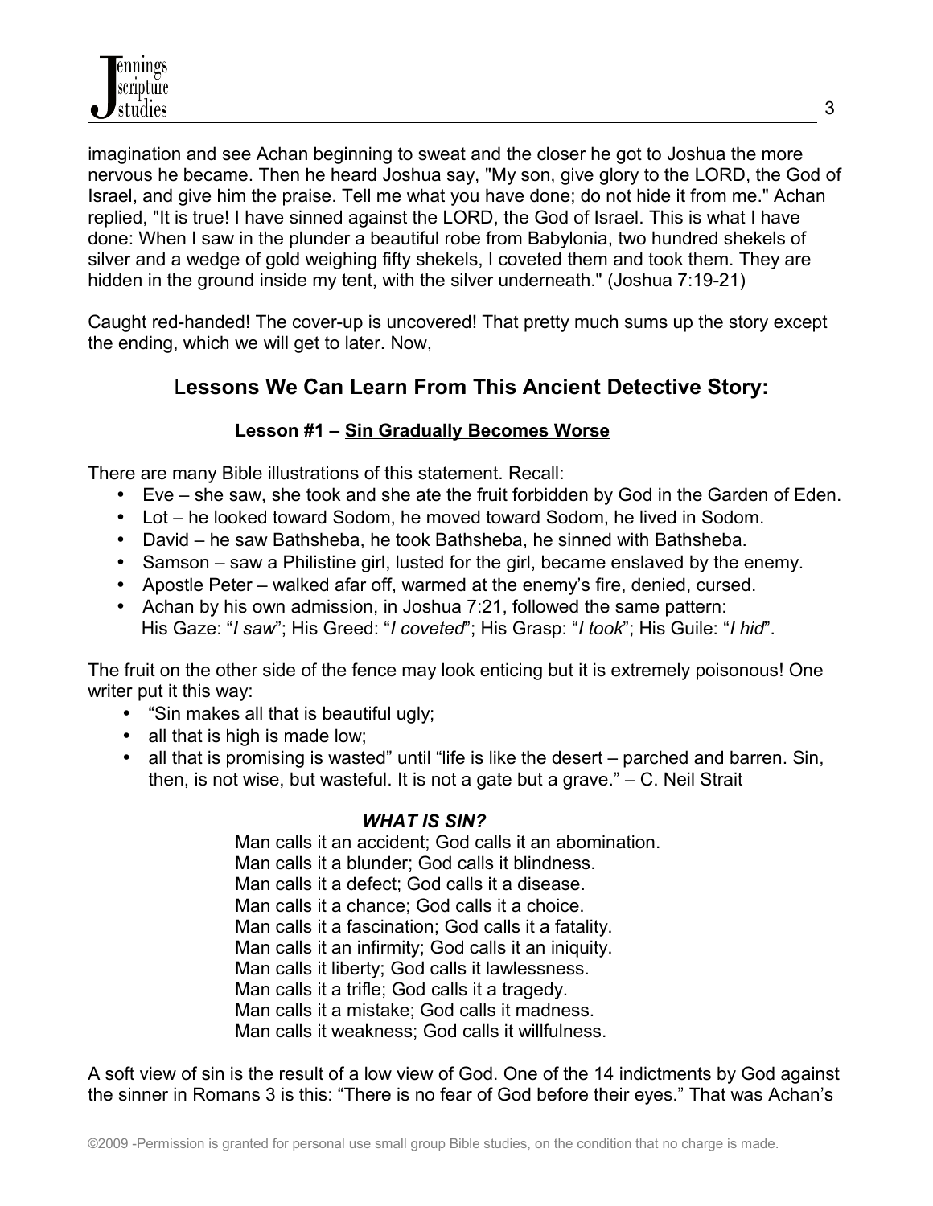imagination and see Achan beginning to sweat and the closer he got to Joshua the more nervous he became. Then he heard Joshua say, "My son, give glory to the LORD, the God of Israel, and give him the praise. Tell me what you have done; do not hide it from me." Achan replied, "It is true! I have sinned against the LORD, the God of Israel. This is what I have done: When I saw in the plunder a beautiful robe from Babylonia, two hundred shekels of silver and a wedge of gold weighing fifty shekels, I coveted them and took them. They are hidden in the ground inside my tent, with the silver underneath." (Joshua 7:19-21)

Caught red-handed! The cover-up is uncovered! That pretty much sums up the story except the ending, which we will get to later. Now,

## Lessons We Can Learn From This Ancient Detective Story:

### Lesson #1 – Sin Gradually Becomes Worse

There are many Bible illustrations of this statement. Recall:

- Eve – she saw, she took and she ate the fruit forbidden by God in the Garden of Eden.
- Lot – he looked toward Sodom, he moved toward Sodom, he lived in Sodom.
- David – he saw Bathsheba, he took Bathsheba, he sinned with Bathsheba.
- Samson – saw a Philistine girl, lusted for the girl, became enslaved by the enemy.
- Apostle Peter – walked afar off, warmed at the enemy's fire, denied, cursed.
- Achan by his own admission, in Joshua 7:21, followed the same pattern:
  His Gaze: "*I saw*"; His Greed: "*I coveted*"; His Grasp: "*I took*"; His Guile: "*I hid*".

The fruit on the other side of the fence may look enticing but it is extremely poisonous! One writer put it this way:

- "Sin makes all that is beautiful ugly;
- all that is high is made low;
- all that is promising is wasted" until "life is like the desert – parched and barren. Sin, then, is not wise, but wasteful. It is not a gate but a grave." – C. Neil Strait

***WHAT IS SIN?***

Man calls it an accident; God calls it an abomination.
Man calls it a blunder; God calls it blindness.
Man calls it a defect; God calls it a disease.
Man calls it a chance; God calls it a choice.
Man calls it a fascination; God calls it a fatality.
Man calls it an infirmity; God calls it an iniquity.
Man calls it liberty; God calls it lawlessness.
Man calls it a trifle; God calls it a tragedy.
Man calls it a mistake; God calls it madness.
Man calls it weakness; God calls it willfulness.

A soft view of sin is the result of a low view of God. One of the 14 indictments by God against the sinner in Romans 3 is this: "There is no fear of God before their eyes." That was Achan's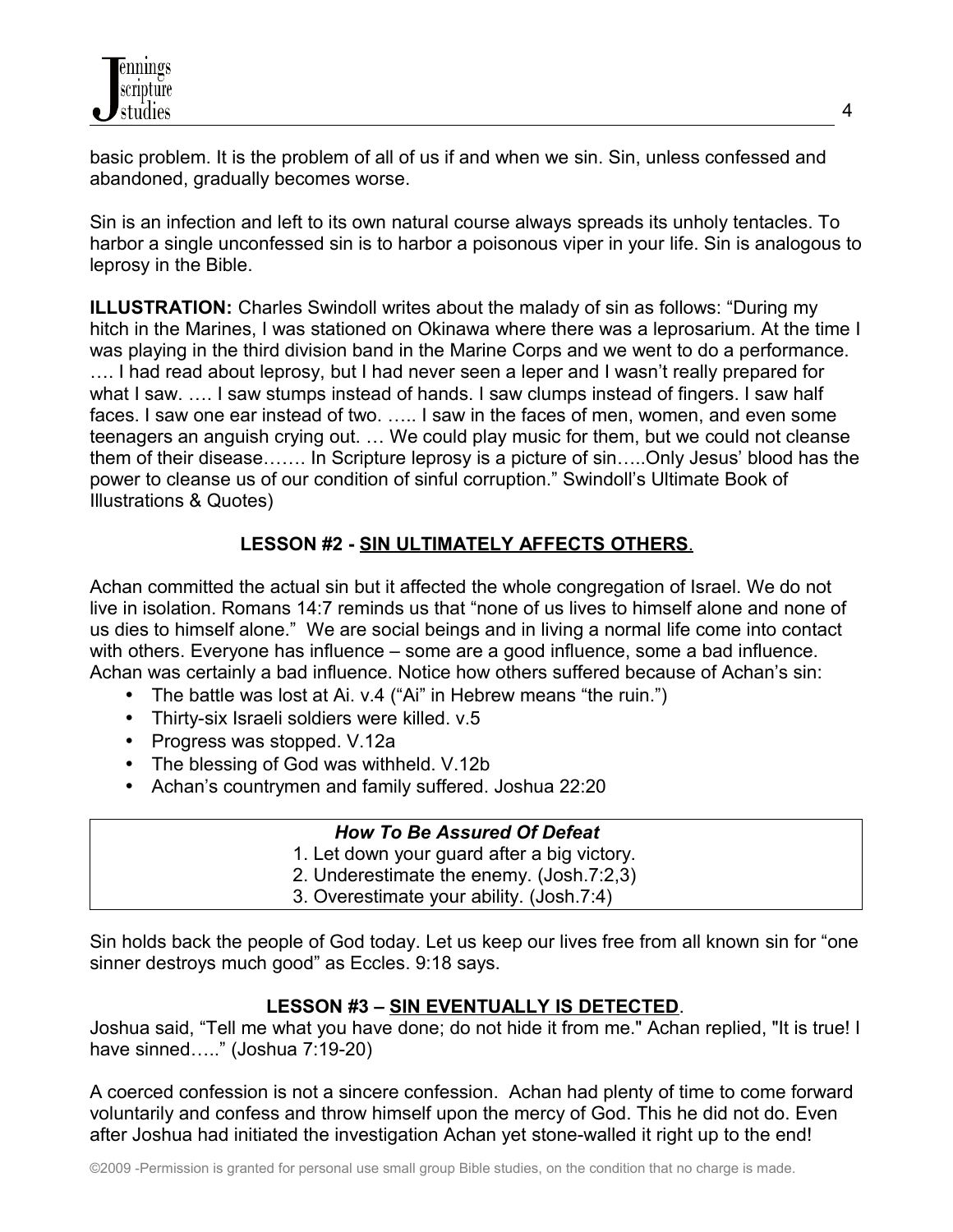basic problem. It is the problem of all of us if and when we sin. Sin, unless confessed and abandoned, gradually becomes worse.

Sin is an infection and left to its own natural course always spreads its unholy tentacles. To harbor a single unconfessed sin is to harbor a poisonous viper in your life. Sin is analogous to leprosy in the Bible.

**ILLUSTRATION:** Charles Swindoll writes about the malady of sin as follows: "During my hitch in the Marines, I was stationed on Okinawa where there was a leprosarium. At the time I was playing in the third division band in the Marine Corps and we went to do a performance. …. I had read about leprosy, but I had never seen a leper and I wasn't really prepared for what I saw. …. I saw stumps instead of hands. I saw clumps instead of fingers. I saw half faces. I saw one ear instead of two. ….. I saw in the faces of men, women, and even some teenagers an anguish crying out. … We could play music for them, but we could not cleanse them of their disease……. In Scripture leprosy is a picture of sin…..Only Jesus' blood has the power to cleanse us of our condition of sinful corruption." Swindoll's Ultimate Book of Illustrations & Quotes)

### LESSON #2 - SIN ULTIMATELY AFFECTS OTHERS.

Achan committed the actual sin but it affected the whole congregation of Israel. We do not live in isolation. Romans 14:7 reminds us that "none of us lives to himself alone and none of us dies to himself alone." We are social beings and in living a normal life come into contact with others. Everyone has influence – some are a good influence, some a bad influence. Achan was certainly a bad influence. Notice how others suffered because of Achan's sin:

- The battle was lost at Ai. v.4 ("Ai" in Hebrew means "the ruin.")
- Thirty-six Israeli soldiers were killed. v.5
- Progress was stopped. V.12a
- The blessing of God was withheld. V.12b
- Achan's countrymen and family suffered. Joshua 22:20

***How To Be Assured Of Defeat***

1. Let down your guard after a big victory.
2. Underestimate the enemy. (Josh.7:2,3)
3. Overestimate your ability. (Josh.7:4)

Sin holds back the people of God today. Let us keep our lives free from all known sin for "one sinner destroys much good" as Eccles. 9:18 says.

### LESSON #3 – SIN EVENTUALLY IS DETECTED.

Joshua said, "Tell me what you have done; do not hide it from me." Achan replied, "It is true! I have sinned….." (Joshua 7:19-20)

A coerced confession is not a sincere confession. Achan had plenty of time to come forward voluntarily and confess and throw himself upon the mercy of God. This he did not do. Even after Joshua had initiated the investigation Achan yet stone-walled it right up to the end!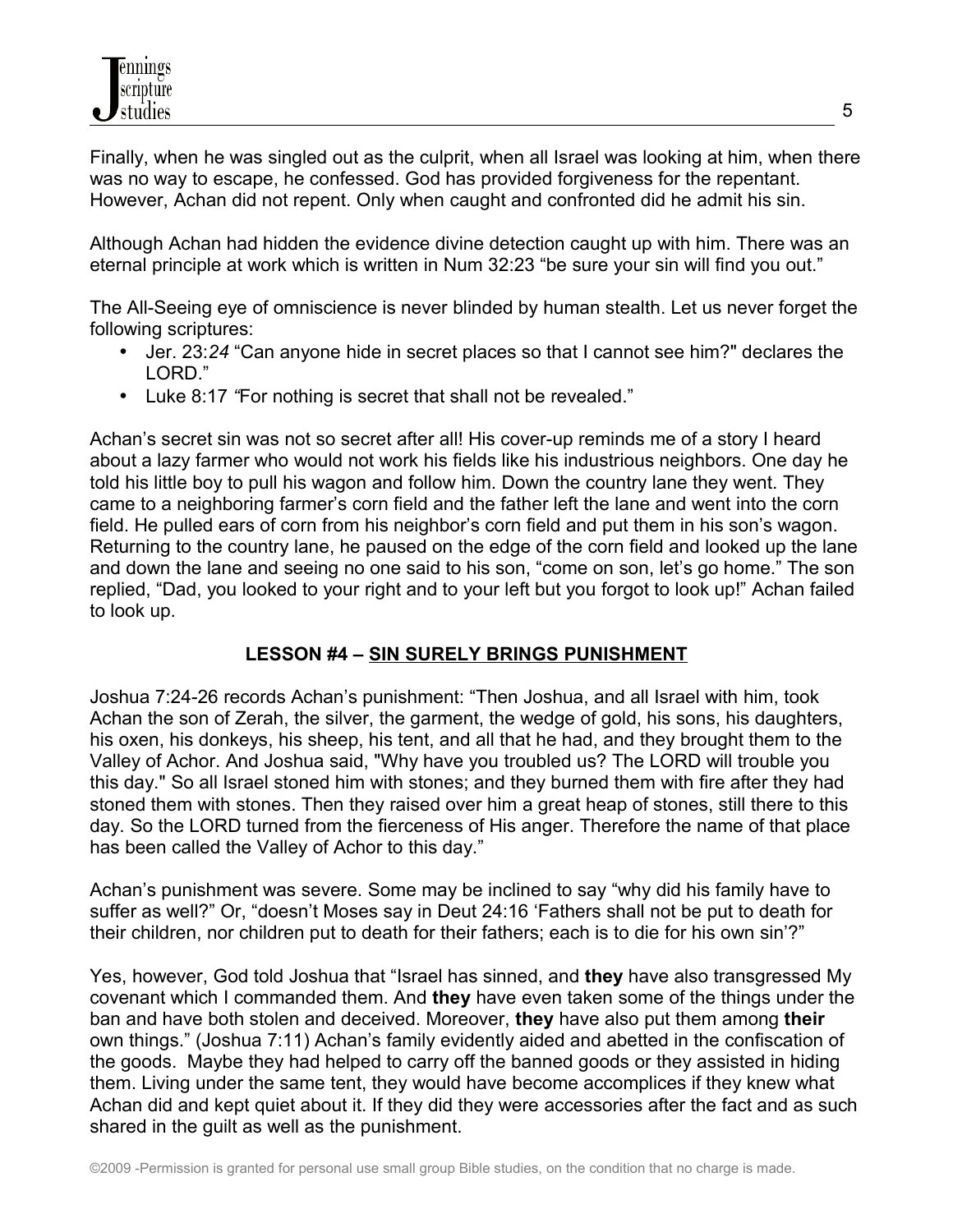Finally, when he was singled out as the culprit, when all Israel was looking at him, when there was no way to escape, he confessed. God has provided forgiveness for the repentant. However, Achan did not repent. Only when caught and confronted did he admit his sin.

Although Achan had hidden the evidence divine detection caught up with him. There was an eternal principle at work which is written in Num 32:23 "be sure your sin will find you out."

The All-Seeing eye of omniscience is never blinded by human stealth. Let us never forget the following scriptures:

- Jer. 23:*24* "Can anyone hide in secret places so that I cannot see him?" declares the LORD."
- Luke 8:17 *"*For nothing is secret that shall not be revealed."

Achan's secret sin was not so secret after all! His cover-up reminds me of a story I heard about a lazy farmer who would not work his fields like his industrious neighbors. One day he told his little boy to pull his wagon and follow him. Down the country lane they went. They came to a neighboring farmer's corn field and the father left the lane and went into the corn field. He pulled ears of corn from his neighbor's corn field and put them in his son's wagon. Returning to the country lane, he paused on the edge of the corn field and looked up the lane and down the lane and seeing no one said to his son, "come on son, let's go home." The son replied, "Dad, you looked to your right and to your left but you forgot to look up!" Achan failed to look up.

## LESSON #4 – <u>SIN SURELY BRINGS PUNISHMENT</u>

Joshua 7:24-26 records Achan's punishment: "Then Joshua, and all Israel with him, took Achan the son of Zerah, the silver, the garment, the wedge of gold, his sons, his daughters, his oxen, his donkeys, his sheep, his tent, and all that he had, and they brought them to the Valley of Achor. And Joshua said, "Why have you troubled us? The LORD will trouble you this day." So all Israel stoned him with stones; and they burned them with fire after they had stoned them with stones. Then they raised over him a great heap of stones, still there to this day. So the LORD turned from the fierceness of His anger. Therefore the name of that place has been called the Valley of Achor to this day."

Achan's punishment was severe. Some may be inclined to say "why did his family have to suffer as well?" Or, "doesn't Moses say in Deut 24:16 'Fathers shall not be put to death for their children, nor children put to death for their fathers; each is to die for his own sin'?"

Yes, however, God told Joshua that "Israel has sinned, and **they** have also transgressed My covenant which I commanded them. And **they** have even taken some of the things under the ban and have both stolen and deceived. Moreover, **they** have also put them among **their** own things." (Joshua 7:11) Achan's family evidently aided and abetted in the confiscation of the goods. Maybe they had helped to carry off the banned goods or they assisted in hiding them. Living under the same tent, they would have become accomplices if they knew what Achan did and kept quiet about it. If they did they were accessories after the fact and as such shared in the guilt as well as the punishment.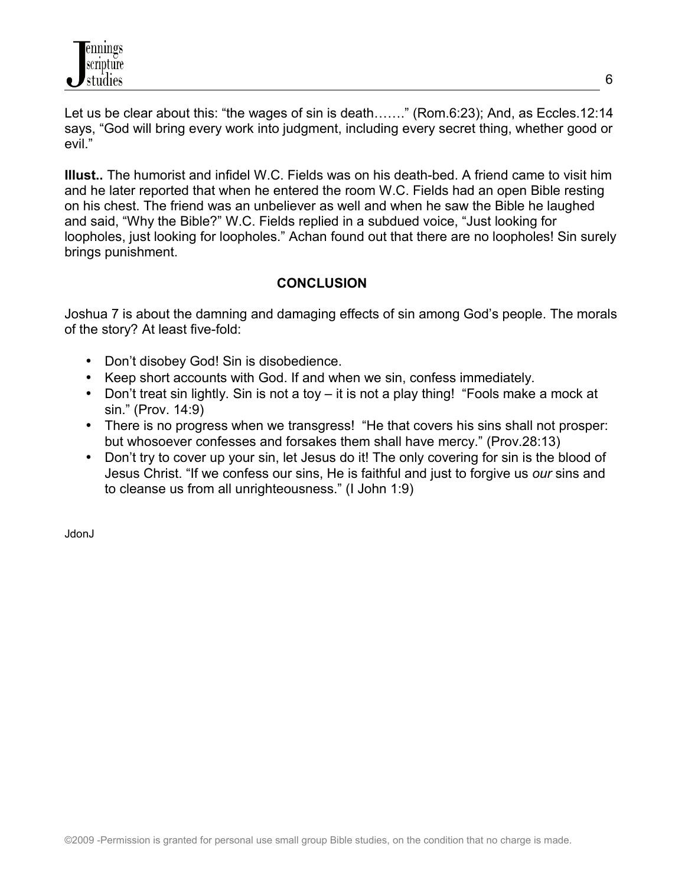Let us be clear about this: "the wages of sin is death……." (Rom.6:23); And, as Eccles.12:14 says, "God will bring every work into judgment, including every secret thing, whether good or evil."

**Illust..** The humorist and infidel W.C. Fields was on his death-bed. A friend came to visit him and he later reported that when he entered the room W.C. Fields had an open Bible resting on his chest. The friend was an unbeliever as well and when he saw the Bible he laughed and said, "Why the Bible?" W.C. Fields replied in a subdued voice, "Just looking for loopholes, just looking for loopholes." Achan found out that there are no loopholes! Sin surely brings punishment.

## CONCLUSION

Joshua 7 is about the damning and damaging effects of sin among God's people. The morals of the story? At least five-fold:

- Don't disobey God! Sin is disobedience.
- Keep short accounts with God. If and when we sin, confess immediately.
- Don't treat sin lightly. Sin is not a toy – it is not a play thing! "Fools make a mock at sin." (Prov. 14:9)
- There is no progress when we transgress! "He that covers his sins shall not prosper: but whosoever confesses and forsakes them shall have mercy." (Prov.28:13)
- Don't try to cover up your sin, let Jesus do it! The only covering for sin is the blood of Jesus Christ. "If we confess our sins, He is faithful and just to forgive us *our* sins and to cleanse us from all unrighteousness." (I John 1:9)

JdonJ

©2009 -Permission is granted for personal use small group Bible studies, on the condition that no charge is made.